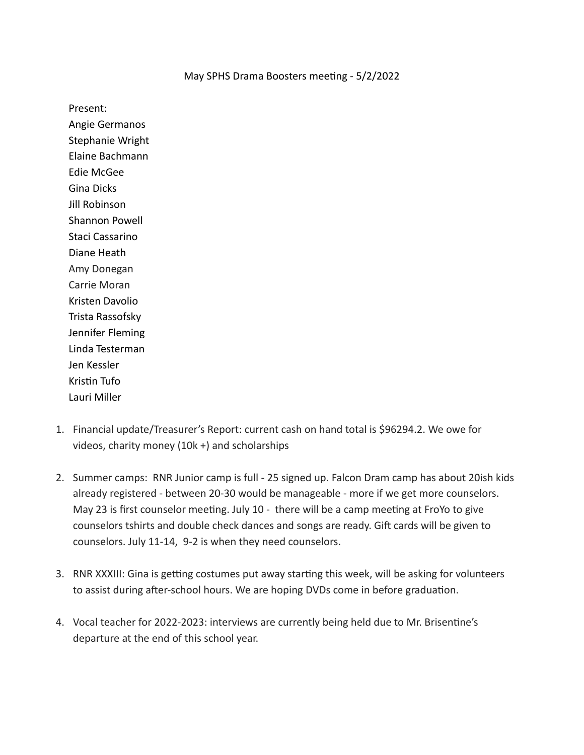# May SPHS Drama Boosters meeting - 5/2/2022

Present:
Angie Germanos
Stephanie Wright
Elaine Bachmann
Edie McGee
Gina Dicks
Jill Robinson
Shannon Powell
Staci Cassarino
Diane Heath
Amy Donegan
Carrie Moran
Kristen Davolio
Trista Rassofsky
Jennifer Fleming
Linda Testerman
Jen Kessler
Kristin Tufo
Lauri Miller

1. Financial update/Treasurer's Report: current cash on hand total is $96294.2. We owe for videos, charity money (10k +) and scholarships

2. Summer camps: RNR Junior camp is full - 25 signed up. Falcon Dram camp has about 20ish kids already registered - between 20-30 would be manageable - more if we get more counselors. May 23 is first counselor meeting. July 10 - there will be a camp meeting at FroYo to give counselors tshirts and double check dances and songs are ready. Gift cards will be given to counselors. July 11-14, 9-2 is when they need counselors.

3. RNR XXXIII: Gina is getting costumes put away starting this week, will be asking for volunteers to assist during after-school hours. We are hoping DVDs come in before graduation.

4. Vocal teacher for 2022-2023: interviews are currently being held due to Mr. Brisentine's departure at the end of this school year.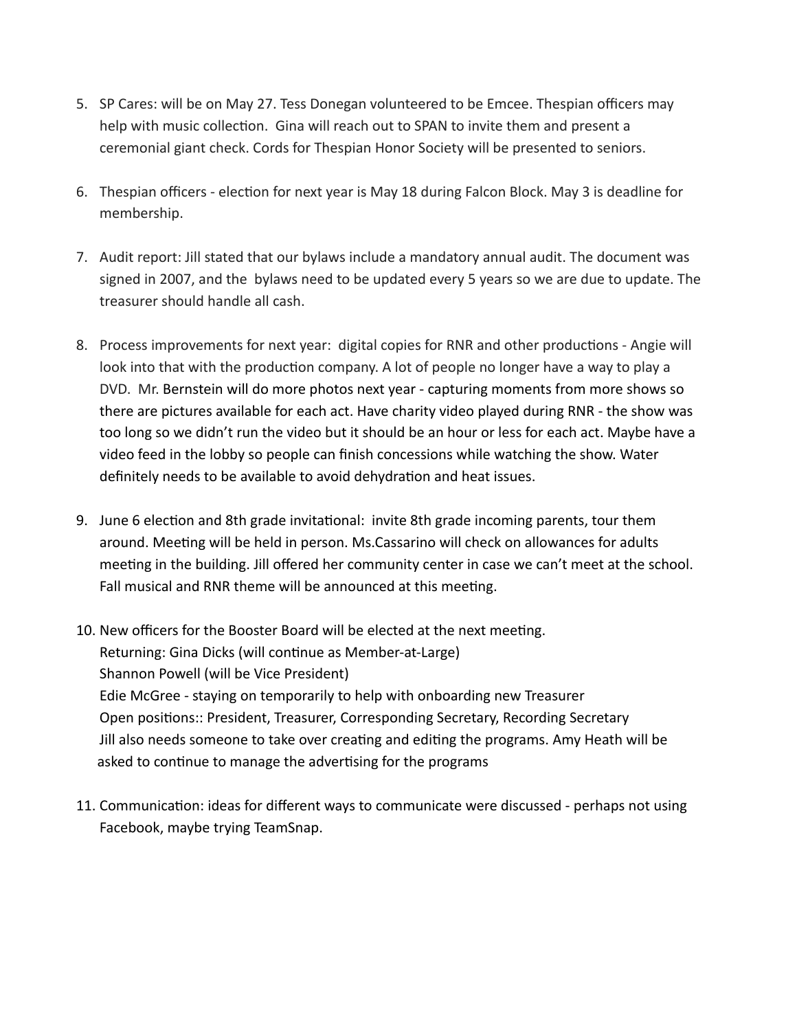5. SP Cares: will be on May 27. Tess Donegan volunteered to be Emcee. Thespian officers may help with music collection. Gina will reach out to SPAN to invite them and present a ceremonial giant check. Cords for Thespian Honor Society will be presented to seniors.

6. Thespian officers - election for next year is May 18 during Falcon Block. May 3 is deadline for membership.

7. Audit report: Jill stated that our bylaws include a mandatory annual audit. The document was signed in 2007, and the bylaws need to be updated every 5 years so we are due to update. The treasurer should handle all cash.

8. Process improvements for next year: digital copies for RNR and other productions - Angie will look into that with the production company. A lot of people no longer have a way to play a DVD. Mr. Bernstein will do more photos next year - capturing moments from more shows so there are pictures available for each act. Have charity video played during RNR - the show was too long so we didn't run the video but it should be an hour or less for each act. Maybe have a video feed in the lobby so people can finish concessions while watching the show. Water definitely needs to be available to avoid dehydration and heat issues.

9. June 6 election and 8th grade invitational: invite 8th grade incoming parents, tour them around. Meeting will be held in person. Ms.Cassarino will check on allowances for adults meeting in the building. Jill offered her community center in case we can't meet at the school. Fall musical and RNR theme will be announced at this meeting.

10. New officers for the Booster Board will be elected at the next meeting.
    Returning: Gina Dicks (will continue as Member-at-Large)
    Shannon Powell (will be Vice President)
    Edie McGree - staying on temporarily to help with onboarding new Treasurer
    Open positions:: President, Treasurer, Corresponding Secretary, Recording Secretary
    Jill also needs someone to take over creating and editing the programs. Amy Heath will be asked to continue to manage the advertising for the programs

11. Communication: ideas for different ways to communicate were discussed - perhaps not using Facebook, maybe trying TeamSnap.